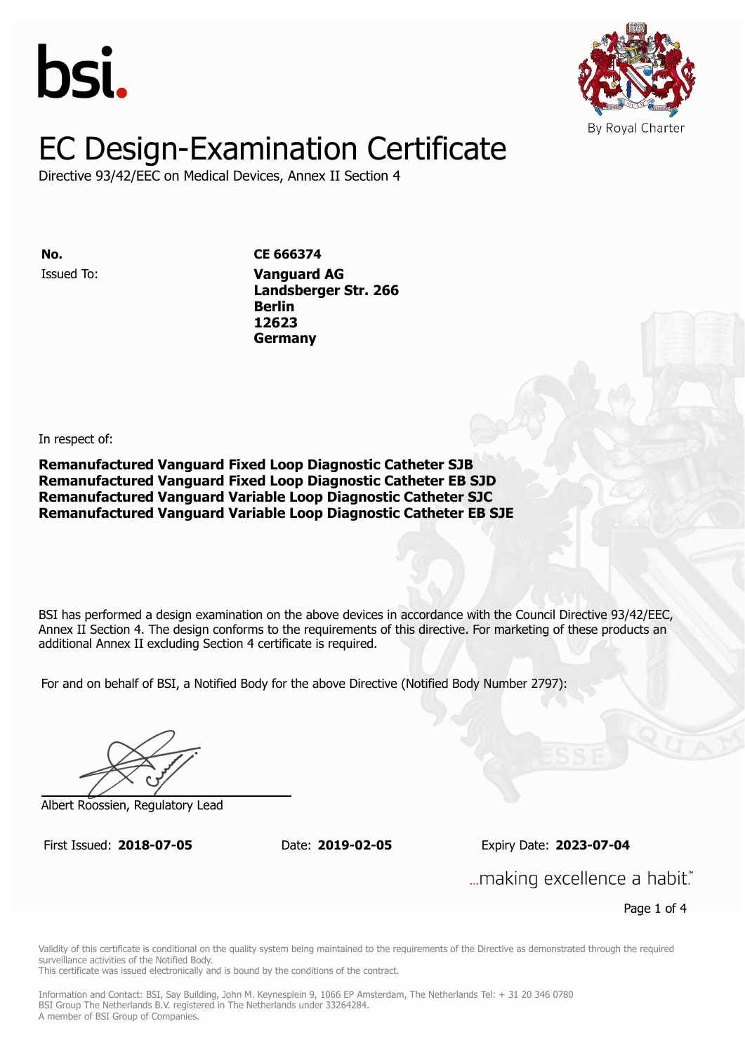bsi.

By Royal Charter

# EC Design-Examination Certificate

Directive 93/42/EEC on Medical Devices, Annex II Section 4

**No.** **CE 666374**

Issued To: **Vanguard AG**
**Landsberger Str. 266**
**Berlin**
**12623**
**Germany**

In respect of:

**Remanufactured Vanguard Fixed Loop Diagnostic Catheter SJB**
**Remanufactured Vanguard Fixed Loop Diagnostic Catheter EB SJD**
**Remanufactured Vanguard Variable Loop Diagnostic Catheter SJC**
**Remanufactured Vanguard Variable Loop Diagnostic Catheter EB SJE**

BSI has performed a design examination on the above devices in accordance with the Council Directive 93/42/EEC, Annex II Section 4. The design conforms to the requirements of this directive. For marketing of these products an additional Annex II excluding Section 4 certificate is required.

For and on behalf of BSI, a Notified Body for the above Directive (Notified Body Number 2797):

Albert Roossien, Regulatory Lead

First Issued: **2018-07-05** Date: **2019-02-05** Expiry Date: **2023-07-04**

...making excellence a habit.™

Validity of this certificate is conditional on the quality system being maintained to the requirements of the Directive as demonstrated through the required surveillance activities of the Notified Body.
This certificate was issued electronically and is bound by the conditions of the contract.

Information and Contact: BSI, Say Building, John M. Keynesplein 9, 1066 EP Amsterdam, The Netherlands Tel: + 31 20 346 0780
BSI Group The Netherlands B.V. registered in The Netherlands under 33264284.
A member of BSI Group of Companies.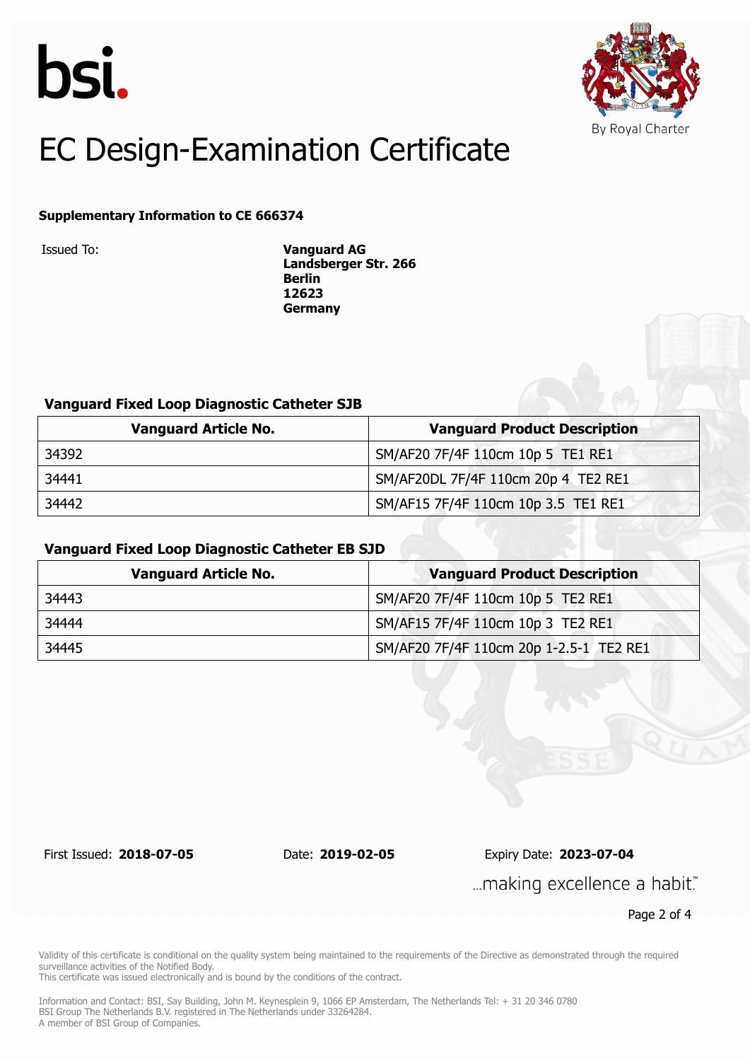bsi.

By Royal Charter

# EC Design-Examination Certificate

**Supplementary Information to CE 666374**

Issued To: **Vanguard AG**
**Landsberger Str. 266**
**Berlin**
**12623**
**Germany**

### Vanguard Fixed Loop Diagnostic Catheter SJB

| Vanguard Article No. | Vanguard Product Description |
|---|---|
| 34392 | SM/AF20 7F/4F 110cm 10p 5 TE1 RE1 |
| 34441 | SM/AF20DL 7F/4F 110cm 20p 4 TE2 RE1 |
| 34442 | SM/AF15 7F/4F 110cm 10p 3.5 TE1 RE1 |

### Vanguard Fixed Loop Diagnostic Catheter EB SJD

| Vanguard Article No. | Vanguard Product Description |
|---|---|
| 34443 | SM/AF20 7F/4F 110cm 10p 5 TE2 RE1 |
| 34444 | SM/AF15 7F/4F 110cm 10p 3 TE2 RE1 |
| 34445 | SM/AF20 7F/4F 110cm 20p 1-2.5-1 TE2 RE1 |

First Issued: **2018-07-05** Date: **2019-02-05** Expiry Date: **2023-07-04**

...making excellence a habit.™

Validity of this certificate is conditional on the quality system being maintained to the requirements of the Directive as demonstrated through the required surveillance activities of the Notified Body.
This certificate was issued electronically and is bound by the conditions of the contract.

Information and Contact: BSI, Say Building, John M. Keynesplein 9, 1066 EP Amsterdam, The Netherlands Tel: + 31 20 346 0780
BSI Group The Netherlands B.V. registered in The Netherlands under 33264284.
A member of BSI Group of Companies.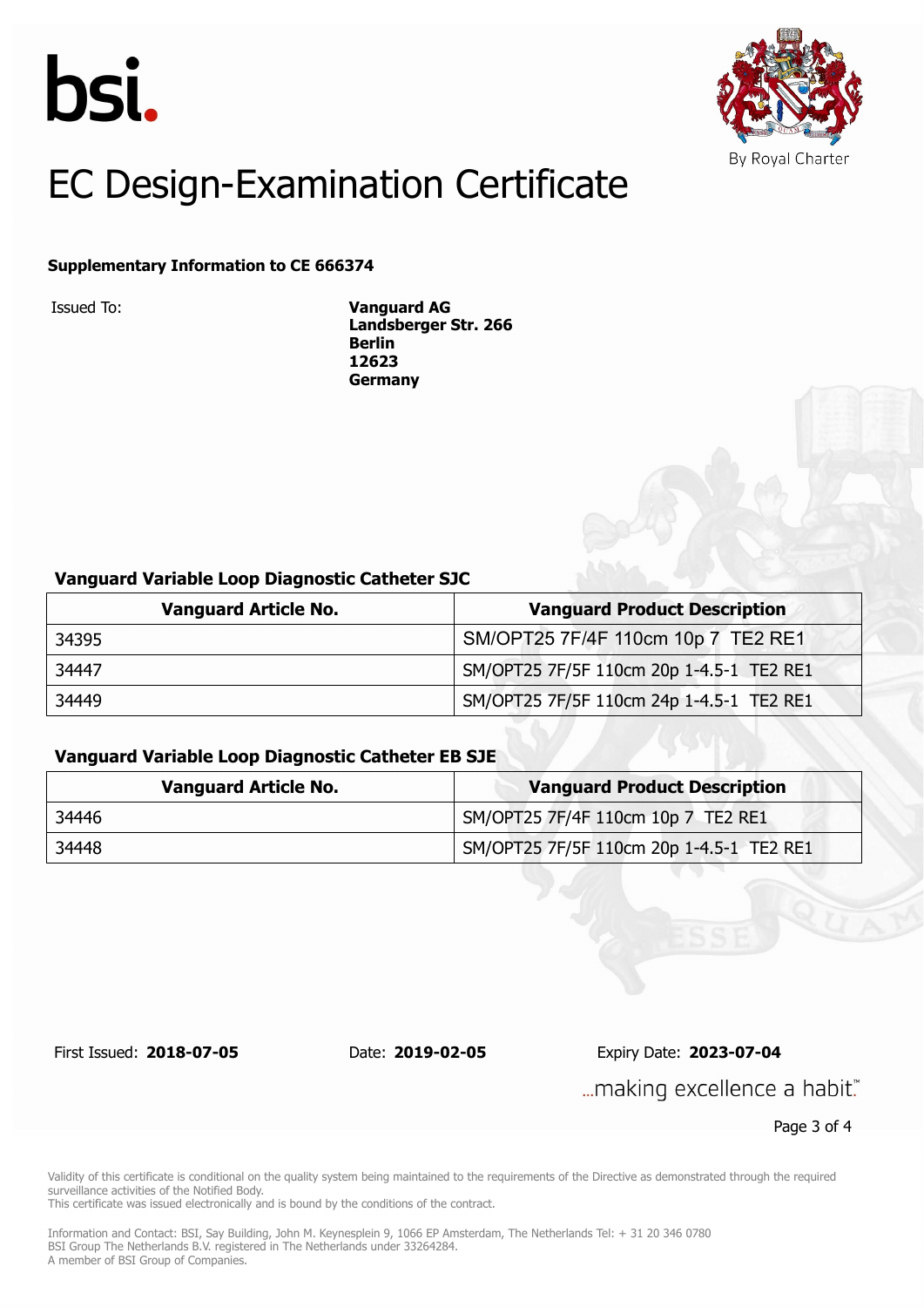bsi.

By Royal Charter

# EC Design-Examination Certificate

**Supplementary Information to CE 666374**

Issued To: **Vanguard AG**
**Landsberger Str. 266**
**Berlin**
**12623**
**Germany**

### Vanguard Variable Loop Diagnostic Catheter SJC

| Vanguard Article No. | Vanguard Product Description |
|---|---|
| 34395 | SM/OPT25 7F/4F 110cm 10p 7 TE2 RE1 |
| 34447 | SM/OPT25 7F/5F 110cm 20p 1-4.5-1 TE2 RE1 |
| 34449 | SM/OPT25 7F/5F 110cm 24p 1-4.5-1 TE2 RE1 |

### Vanguard Variable Loop Diagnostic Catheter EB SJE

| Vanguard Article No. | Vanguard Product Description |
|---|---|
| 34446 | SM/OPT25 7F/4F 110cm 10p 7 TE2 RE1 |
| 34448 | SM/OPT25 7F/5F 110cm 20p 1-4.5-1 TE2 RE1 |

First Issued: **2018-07-05** Date: **2019-02-05** Expiry Date: **2023-07-04**

...making excellence a habit.™

Validity of this certificate is conditional on the quality system being maintained to the requirements of the Directive as demonstrated through the required surveillance activities of the Notified Body.
This certificate was issued electronically and is bound by the conditions of the contract.

Information and Contact: BSI, Say Building, John M. Keynesplein 9, 1066 EP Amsterdam, The Netherlands Tel: + 31 20 346 0780
BSI Group The Netherlands B.V. registered in The Netherlands under 33264284.
A member of BSI Group of Companies.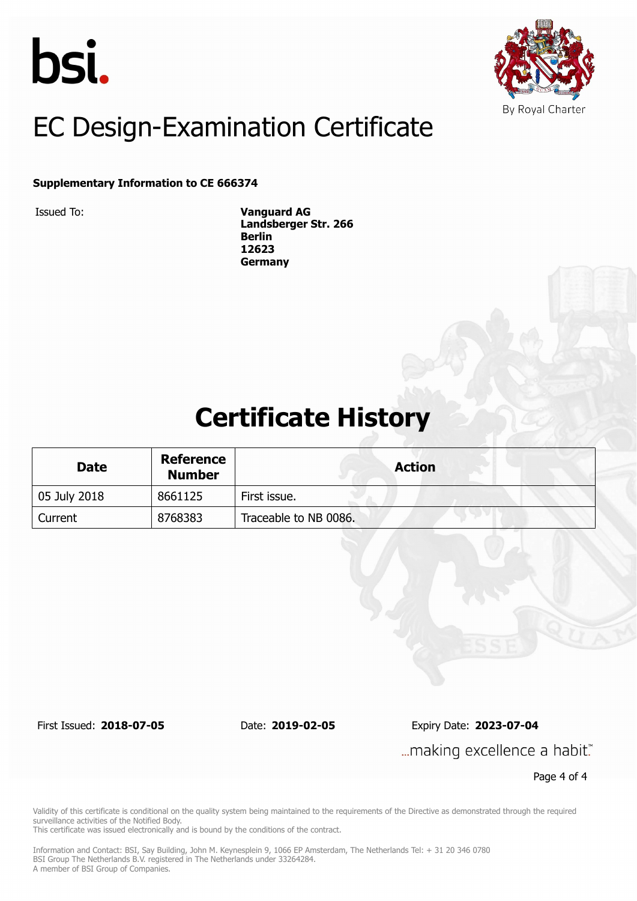# EC Design-Examination Certificate

**Supplementary Information to CE 666374**

Issued To: **Vanguard AG**
**Landsberger Str. 266**
**Berlin**
**12623**
**Germany**

## Certificate History

| Date | Reference Number | Action |
|---|---|---|
| 05 July 2018 | 8661125 | First issue. |
| Current | 8768383 | Traceable to NB 0086. |

First Issued: **2018-07-05** Date: **2019-02-05** Expiry Date: **2023-07-04**

...making excellence a habit.™

Validity of this certificate is conditional on the quality system being maintained to the requirements of the Directive as demonstrated through the required surveillance activities of the Notified Body.
This certificate was issued electronically and is bound by the conditions of the contract.

Information and Contact: BSI, Say Building, John M. Keynesplein 9, 1066 EP Amsterdam, The Netherlands Tel: + 31 20 346 0780
BSI Group The Netherlands B.V. registered in The Netherlands under 33264284.
A member of BSI Group of Companies.